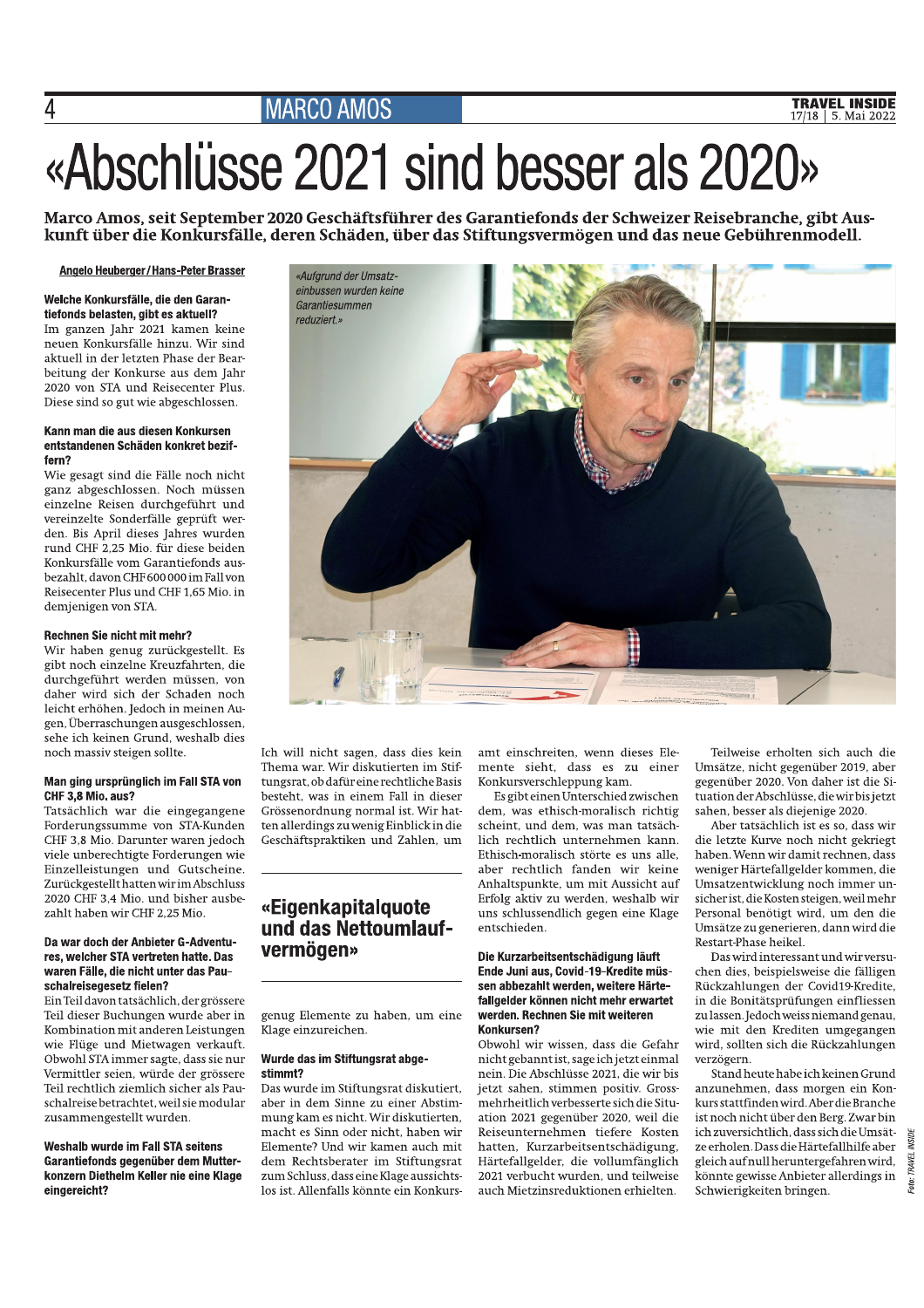# «Abschlüsse 2021 sind besser als 2020»

**Marco Amos, seit September 2020 Geschäftsführer des Garantiefonds der Schweizer Reisebranche, gibt Auskunft über die Konkursfälle, deren Schäden, über das Stiftungsvermögen und das neue Gebührenmodell.**

Angelo Heuberger / Hans-Peter Brasser

*«Aufgrund der Umsatzeinbussen wurden keine Garantiesummen reduziert.»*

**Welche Konkursfälle, die den Garantiefonds belasten, gibt es aktuell?**
Im ganzen Jahr 2021 kamen keine neuen Konkursfälle hinzu. Wir sind aktuell in der letzten Phase der Bearbeitung der Konkurse aus dem Jahr 2020 von STA und Reisecenter Plus. Diese sind so gut wie abgeschlossen.

**Kann man die aus diesen Konkursen entstandenen Schäden konkret beziffern?**
Wie gesagt sind die Fälle noch nicht ganz abgeschlossen. Noch müssen einzelne Reisen durchgeführt und vereinzelte Sonderfälle geprüft werden. Bis April dieses Jahres wurden rund CHF 2,25 Mio. für diese beiden Konkursfälle vom Garantiefonds ausbezahlt, davon CHF 600 000 im Fall von Reisecenter Plus und CHF 1,65 Mio. in demjenigen von STA.

**Rechnen Sie nicht mit mehr?**
Wir haben genug zurückgestellt. Es gibt noch einzelne Kreuzfahrten, die durchgeführt werden müssen, von daher wird sich der Schaden noch leicht erhöhen. Jedoch in meinen Augen, Überraschungen ausgeschlossen, sehe ich keinen Grund, weshalb dies noch massiv steigen sollte.

**Man ging ursprünglich im Fall STA von CHF 3,8 Mio. aus?**
Tatsächlich war die eingegangene Forderungssumme von STA-Kunden CHF 3,8 Mio. Darunter waren jedoch viele unberechtigte Forderungen wie Einzelleistungen und Gutscheine. Zurückgestellt hatten wir im Abschluss 2020 CHF 3,4 Mio. und bisher ausbezahlt haben wir CHF 2,25 Mio.

**Da war doch der Anbieter G-Adventures, welcher STA vertreten hatte. Das waren Fälle, die nicht unter das Pauschalreisegesetz fielen?**
Ein Teil davon tatsächlich, der grössere Teil dieser Buchungen wurde aber in Kombination mit anderen Leistungen wie Flüge und Mietwagen verkauft. Obwohl STA immer sagte, dass sie nur Vermittler seien, würde der grössere Teil rechtlich ziemlich sicher als Pauschalreise betrachtet, weil sie modular zusammengestellt wurden.

**Weshalb wurde im Fall STA seitens Garantiefonds gegenüber dem Mutterkonzern Diethelm Keller nie eine Klage eingereicht?**
Ich will nicht sagen, dass dies kein Thema war. Wir diskutierten im Stiftungsrat, ob dafür eine rechtliche Basis besteht, was in einem Fall in dieser Grössenordnung normal ist. Wir hatten allerdings zu wenig Einblick in die Geschäftspraktiken und Zahlen, um genug Elemente zu haben, um eine Klage einzureichen.

## «Eigenkapitalquote und das Nettoumlaufvermögen»

**Wurde das im Stiftungsrat abgestimmt?**
Das wurde im Stiftungsrat diskutiert, aber in dem Sinne zu einer Abstimmung kam es nicht. Wir diskutierten, macht es Sinn oder nicht, haben wir Elemente? Und wir kamen auch mit dem Rechtsberater im Stiftungsrat zum Schluss, dass eine Klage aussichtslos ist. Allenfalls könnte ein Konkursamt einschreiten, wenn dieses Elemente sieht, dass es zu einer Konkursverschleppung kam.

Es gibt einen Unterschied zwischen dem, was ethisch-moralisch richtig scheint, und dem, was man tatsächlich rechtlich unternehmen kann. Ethisch-moralisch störte es uns alle, aber rechtlich fanden wir keine Anhaltspunkte, um mit Aussicht auf Erfolg aktiv zu werden, weshalb wir uns schlussendlich gegen eine Klage entschieden.

**Die Kurzarbeitsentschädigung läuft Ende Juni aus, Covid-19-Kredite müssen abbezahlt werden, weitere Härtefallgelder können nicht mehr erwartet werden. Rechnen Sie mit weiteren Konkursen?**
Obwohl wir wissen, dass die Gefahr nicht gebannt ist, sage ich jetzt einmal nein. Die Abschlüsse 2021, die wir bis jetzt sahen, stimmen positiv. Grossmehrheitlich verbesserte sich die Situation 2021 gegenüber 2020, weil die Reiseunternehmen tiefere Kosten hatten, Kurzarbeitsentschädigung, Härtefallgelder, die vollumfänglich 2021 verbucht wurden, und teilweise auch Mietzinsreduktionen erhielten.

Teilweise erholten sich auch die Umsätze, nicht gegenüber 2019, aber gegenüber 2020. Von daher ist die Situation der Abschlüsse, die wir bis jetzt sahen, besser als diejenige 2020.

Aber tatsächlich ist es so, dass wir die letzte Kurve noch nicht gekriegt haben. Wenn wir damit rechnen, dass weniger Härtefallgelder kommen, die Umsatzentwicklung noch immer unsicher ist, die Kosten steigen, weil mehr Personal benötigt wird, um den die Umsätze zu generieren, dann wird die Restart-Phase heikel.

Das wird interessant und wir versuchen dies, beispielsweise die fälligen Rückzahlungen der Covid19-Kredite, in die Bonitätsprüfungen einfliessen zu lassen. Jedoch weiss niemand genau, wie mit den Krediten umgegangen wird, sollten sich die Rückzahlungen verzögern.

Stand heute habe ich keinen Grund anzunehmen, dass morgen ein Konkurs stattfinden wird. Aber die Branche ist noch nicht über den Berg. Zwar bin ich zuversichtlich, dass sich die Umsätze erholen. Dass die Härtefallhilfe aber gleich auf null heruntergefahren wird, könnte gewisse Anbieter allerdings in Schwierigkeiten bringen.

Foto: TRAVEL INSIDE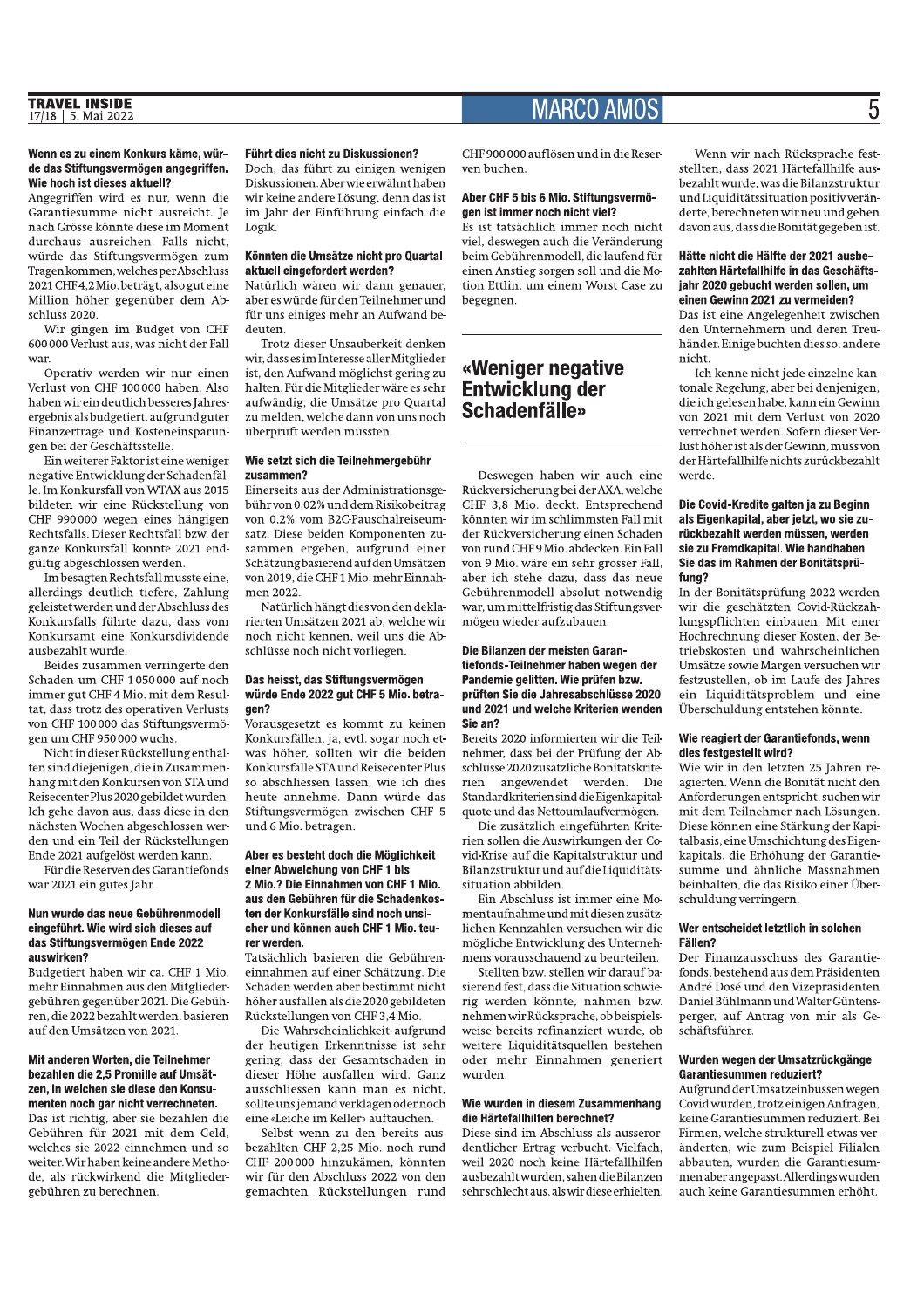**Wenn es zu einem Konkurs käme, würde das Stiftungsvermögen angegriffen. Wie hoch ist dieses aktuell?**

Angegriffen wird es nur, wenn die Garantiesumme nicht ausreicht. Je nach Grösse könnte diese im Moment durchaus ausreichen. Falls nicht, würde das Stiftungsvermögen zum Tragen kommen, welches per Abschluss 2021 CHF 4,2 Mio. beträgt, also gut eine Million höher gegenüber dem Abschluss 2020.

Wir gingen im Budget von CHF 600 000 Verlust aus, was nicht der Fall war.

Operativ werden wir nur einen Verlust von CHF 100 000 haben. Also haben wir ein deutlich besseres Jahresergebnis als budgetiert, aufgrund guter Finanzerträge und Kosteneinsparungen bei der Geschäftsstelle.

Ein weiterer Faktor ist eine weniger negative Entwicklung der Schadenfälle. Im Konkursfall von WTAX aus 2015 bildeten wir eine Rückstellung von CHF 990 000 wegen eines hängigen Rechtsfalls. Dieser Rechtsfall bzw. der ganze Konkursfall konnte 2021 endgültig abgeschlossen werden.

Im besagten Rechtsfall musste eine, allerdings deutlich tiefere, Zahlung geleistet werden und der Abschluss des Konkursfalls führte dazu, dass vom Konkursamt eine Konkursdividende ausbezahlt wurde.

Beides zusammen verringerte den Schaden um CHF 1 050 000 auf noch immer gut CHF 4 Mio. mit dem Resultat, dass trotz des operativen Verlusts von CHF 100 000 das Stiftungsvermögen um CHF 950 000 wuchs.

Nicht in dieser Rückstellung enthalten sind diejenigen, die in Zusammenhang mit den Konkursen von STA und Reisecenter Plus 2020 gebildet wurden. Ich gehe davon aus, dass diese in den nächsten Wochen abgeschlossen werden und ein Teil der Rückstellungen Ende 2021 aufgelöst werden kann.

Für die Reserven des Garantiefonds war 2021 ein gutes Jahr.

**Nun wurde das neue Gebührenmodell eingeführt. Wie wird sich dieses auf das Stiftungsvermögen Ende 2022 auswirken?**

Budgetiert haben wir ca. CHF 1 Mio. mehr Einnahmen aus den Mitgliedergebühren gegenüber 2021. Die Gebühren, die 2022 bezahlt werden, basieren auf den Umsätzen von 2021.

**Mit anderen Worten, die Teilnehmer bezahlen die 2,5 Promille auf Umsätzen, in welchen sie diese den Konsumenten noch gar nicht verrechneten.**

Das ist richtig, aber sie bezahlen die Gebühren für 2021 mit dem Geld, welches sie 2022 einnehmen und so weiter. Wir haben keine andere Methode, als rückwirkend die Mitgliedergebühren zu berechnen.

**Führt dies nicht zu Diskussionen?**

Doch, das führt zu einigen wenigen Diskussionen. Aber wie erwähnt haben wir keine andere Lösung, denn das ist im Jahr der Einführung einfach die Logik.

**Könnten die Umsätze nicht pro Quartal aktuell eingefordert werden?**

Natürlich wären wir dann genauer, aber es würde für den Teilnehmer und für uns einiges mehr an Aufwand bedeuten.

Trotz dieser Unsauberkeit denken wir, dass es im Interesse aller Mitglieder ist, den Aufwand möglichst gering zu halten. Für die Mitglieder wäre es sehr aufwändig, die Umsätze pro Quartal zu melden, welche dann von uns noch überprüft werden müssten.

**Wie setzt sich die Teilnehmergebühr zusammen?**

Einerseits aus der Administrationsgebühr von 0,02% und dem Risikobeitrag von 0,2% vom B2C-Pauschalreiseumsatz. Diese beiden Komponenten zusammen ergeben, aufgrund einer Schätzung basierend auf den Umsätzen von 2019, die CHF 1 Mio. mehr Einnahmen 2022.

Natürlich hängt dies von den deklarierten Umsätzen 2021 ab, welche wir noch nicht kennen, weil uns die Abschlüsse noch nicht vorliegen.

**Das heisst, das Stiftungsvermögen würde Ende 2022 gut CHF 5 Mio. betragen?**

Vorausgesetzt es kommt zu keinen Konkursfällen, ja, evtl. sogar noch etwas höher, sollten wir die beiden Konkursfälle STA und Reisecenter Plus so abschliessen lassen, wie ich dies heute annehme. Dann würde das Stiftungsvermögen zwischen CHF 5 und 6 Mio. betragen.

**Aber es besteht doch die Möglichkeit einer Abweichung von CHF 1 bis 2 Mio.? Die Einnahmen von CHF 1 Mio. aus den Gebühren für die Schadenkosten der Konkursfälle sind noch unsicher und können auch CHF 1 Mio. teurer werden.**

Tatsächlich basieren die Gebühreneinnahmen auf einer Schätzung. Die Schäden werden aber bestimmt nicht höher ausfallen als die 2020 gebildeten Rückstellungen von CHF 3,4 Mio.

Die Wahrscheinlichkeit aufgrund der heutigen Erkenntnisse ist sehr gering, dass der Gesamtschaden in dieser Höhe ausfallen wird. Ganz ausschliessen kann man es nicht, sollte uns jemand verklagen oder noch eine «Leiche im Keller» auftauchen.

Selbst wenn zu den bereits ausbezahlten CHF 2,25 Mio. noch rund CHF 200 000 hinzukämen, könnten wir für den Abschluss 2022 von den gemachten Rückstellungen rund CHF 900 000 auflösen und in die Reserven buchen.

**Aber CHF 5 bis 6 Mio. Stiftungsvermögen ist immer noch nicht viel?**

Es ist tatsächlich immer noch nicht viel, deswegen auch die Veränderung beim Gebührenmodell, die laufend für einen Anstieg sorgen soll und die Motion Ettlin, um einem Worst Case zu begegnen.

## «Weniger negative Entwicklung der Schadenfälle»

Deswegen haben wir auch eine Rückversicherung bei der AXA, welche CHF 3,8 Mio. deckt. Entsprechend könnten wir im schlimmsten Fall mit der Rückversicherung einen Schaden von rund CHF 9 Mio. abdecken. Ein Fall von 9 Mio. wäre ein sehr grosser Fall, aber ich stehe dazu, dass das neue Gebührenmodell absolut notwendig war, um mittelfristig das Stiftungsvermögen wieder aufzubauen.

**Die Bilanzen der meisten Garantiefonds-Teilnehmer haben wegen der Pandemie gelitten. Wie prüfen bzw. prüften Sie die Jahresabschlüsse 2020 und 2021 und welche Kriterien wenden Sie an?**

Bereits 2020 informierten wir die Teilnehmer, dass bei der Prüfung der Abschlüsse 2020 zusätzliche Bonitätskriterien angewendet werden. Die Standardkriterien sind die Eigenkapitalquote und das Nettoumlaufvermögen.

Die zusätzlich eingeführten Kriterien sollen die Auswirkungen der Covid-Krise auf die Kapitalstruktur und Bilanzstruktur und auf die Liquiditätssituation abbilden.

Ein Abschluss ist immer eine Momentaufnahme und mit diesen zusätzlichen Kennzahlen versuchen wir die mögliche Entwicklung des Unternehmens vorausschauend zu beurteilen.

Stellten bzw. stellen wir darauf basierend fest, dass die Situation schwierig werden könnte, nahmen bzw. nehmen wir Rücksprache, ob beispielsweise bereits refinanziert wurde, ob weitere Liquiditätsquellen bestehen oder mehr Einnahmen generiert wurden.

**Wie wurden in diesem Zusammenhang die Härtefallhilfen berechnet?**

Diese sind im Abschluss als ausserordentlicher Ertrag verbucht. Vielfach, weil 2020 noch keine Härtefallhilfen ausbezahlt wurden, sahen die Bilanzen sehr schlecht aus, als wir diese erhielten.

Wenn wir nach Rücksprache feststellten, dass 2021 Härtefallhilfe ausbezahlt wurde, was die Bilanzstruktur und Liquiditätssituation positiv veränderte, berechneten wir neu und gehen davon aus, dass die Bonität gegeben ist.

**Hätte nicht die Hälfte der 2021 ausbezahlten Härtefallhilfe in das Geschäftsjahr 2020 gebucht werden sollen, um einen Gewinn 2021 zu vermeiden?**

Das ist eine Angelegenheit zwischen den Unternehmern und deren Treuhänder. Einige buchten dies so, andere nicht.

Ich kenne nicht jede einzelne kantonale Regelung, aber bei denjenigen, die ich gelesen habe, kann ein Gewinn von 2021 mit dem Verlust von 2020 verrechnet werden. Sofern dieser Verlust höher ist als der Gewinn, muss von der Härtefallhilfe nichts zurückbezahlt werde.

**Die Covid-Kredite galten ja zu Beginn als Eigenkapital, aber jetzt, wo sie zurückbezahlt werden müssen, werden sie zu Fremdkapital. Wie handhaben Sie das im Rahmen der Bonitätsprüfung?**

In der Bonitätsprüfung 2022 werden wir die geschätzten Covid-Rückzahlungspflichten einbauen. Mit einer Hochrechnung dieser Kosten, der Betriebskosten und wahrscheinlichen Umsätze sowie Margen versuchen wir festzustellen, ob im Laufe des Jahres ein Liquiditätsproblem und eine Überschuldung entstehen könnte.

**Wie reagiert der Garantiefonds, wenn dies festgestellt wird?**

Wie wir in den letzten 25 Jahren reagierten. Wenn die Bonität nicht den Anforderungen entspricht, suchen wir mit dem Teilnehmer nach Lösungen. Diese können eine Stärkung der Kapitalbasis, eine Umschichtung des Eigenkapitals, die Erhöhung der Garantiesumme und ähnliche Massnahmen beinhalten, die das Risiko einer Überschuldung verringern.

**Wer entscheidet letztlich in solchen Fällen?**

Der Finanzausschuss des Garantiefonds, bestehend aus dem Präsidenten André Dosé und den Vizepräsidenten Daniel Bühlmann und Walter Güntensperger, auf Antrag von mir als Geschäftsführer.

**Wurden wegen der Umsatzrückgänge Garantiesummen reduziert?**

Aufgrund der Umsatzeinbussen wegen Covid wurden, trotz einigen Anfragen, keine Garantiesummen reduziert. Bei Firmen, welche strukturell etwas veränderten, wie zum Beispiel Filialen abbauten, wurden die Garantiesummen aber angepasst. Allerdings wurden auch keine Garantiesummen erhöht.